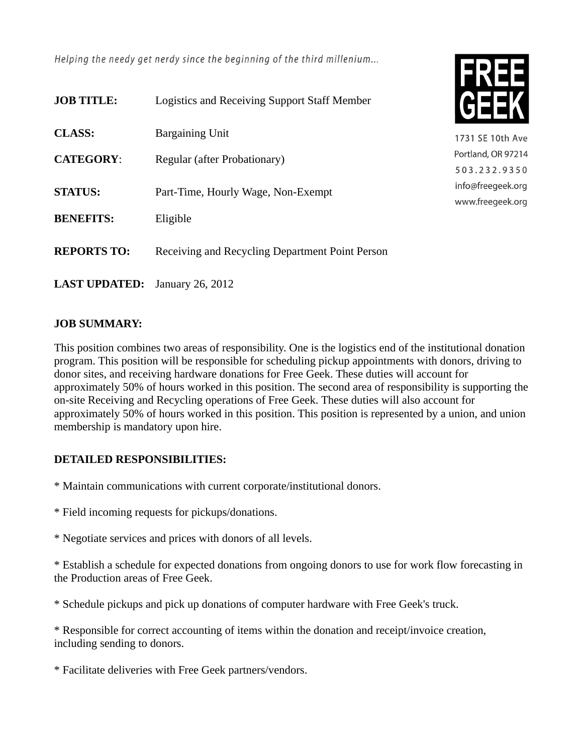*Helping the needy get nerdy since the beginning of the third millenium...*

**FREE GEEK**

1731 SE 10th Ave
Portland, OR 97214
503.232.9350
info@freegeek.org
www.freegeek.org

**JOB TITLE:** Logistics and Receiving Support Staff Member

**CLASS:** Bargaining Unit

**CATEGORY**: Regular (after Probationary)

**STATUS:** Part-Time, Hourly Wage, Non-Exempt

**BENEFITS:** Eligible

**REPORTS TO:** Receiving and Recycling Department Point Person

**LAST UPDATED:** January 26, 2012

**JOB SUMMARY:**

This position combines two areas of responsibility. One is the logistics end of the institutional donation program. This position will be responsible for scheduling pickup appointments with donors, driving to donor sites, and receiving hardware donations for Free Geek. These duties will account for approximately 50% of hours worked in this position. The second area of responsibility is supporting the on-site Receiving and Recycling operations of Free Geek. These duties will also account for approximately 50% of hours worked in this position. This position is represented by a union, and union membership is mandatory upon hire.

**DETAILED RESPONSIBILITIES:**

* Maintain communications with current corporate/institutional donors.

* Field incoming requests for pickups/donations.

* Negotiate services and prices with donors of all levels.

* Establish a schedule for expected donations from ongoing donors to use for work flow forecasting in the Production areas of Free Geek.

* Schedule pickups and pick up donations of computer hardware with Free Geek's truck.

* Responsible for correct accounting of items within the donation and receipt/invoice creation, including sending to donors.

* Facilitate deliveries with Free Geek partners/vendors.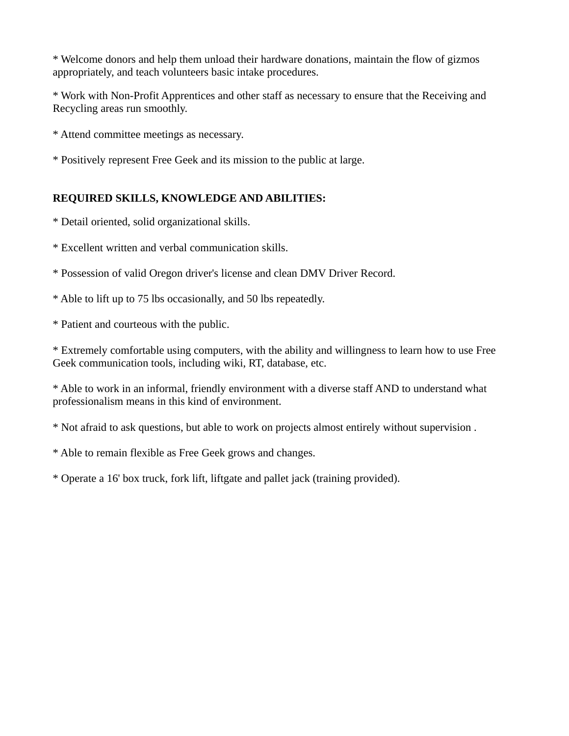* Welcome donors and help them unload their hardware donations, maintain the flow of gizmos appropriately, and teach volunteers basic intake procedures.

* Work with Non-Profit Apprentices and other staff as necessary to ensure that the Receiving and Recycling areas run smoothly.

* Attend committee meetings as necessary.

* Positively represent Free Geek and its mission to the public at large.

**REQUIRED SKILLS, KNOWLEDGE AND ABILITIES:**

* Detail oriented, solid organizational skills.

* Excellent written and verbal communication skills.

* Possession of valid Oregon driver's license and clean DMV Driver Record.

* Able to lift up to 75 lbs occasionally, and 50 lbs repeatedly.

* Patient and courteous with the public.

* Extremely comfortable using computers, with the ability and willingness to learn how to use Free Geek communication tools, including wiki, RT, database, etc.

* Able to work in an informal, friendly environment with a diverse staff AND to understand what professionalism means in this kind of environment.

* Not afraid to ask questions, but able to work on projects almost entirely without supervision .

* Able to remain flexible as Free Geek grows and changes.

* Operate a 16' box truck, fork lift, liftgate and pallet jack (training provided).